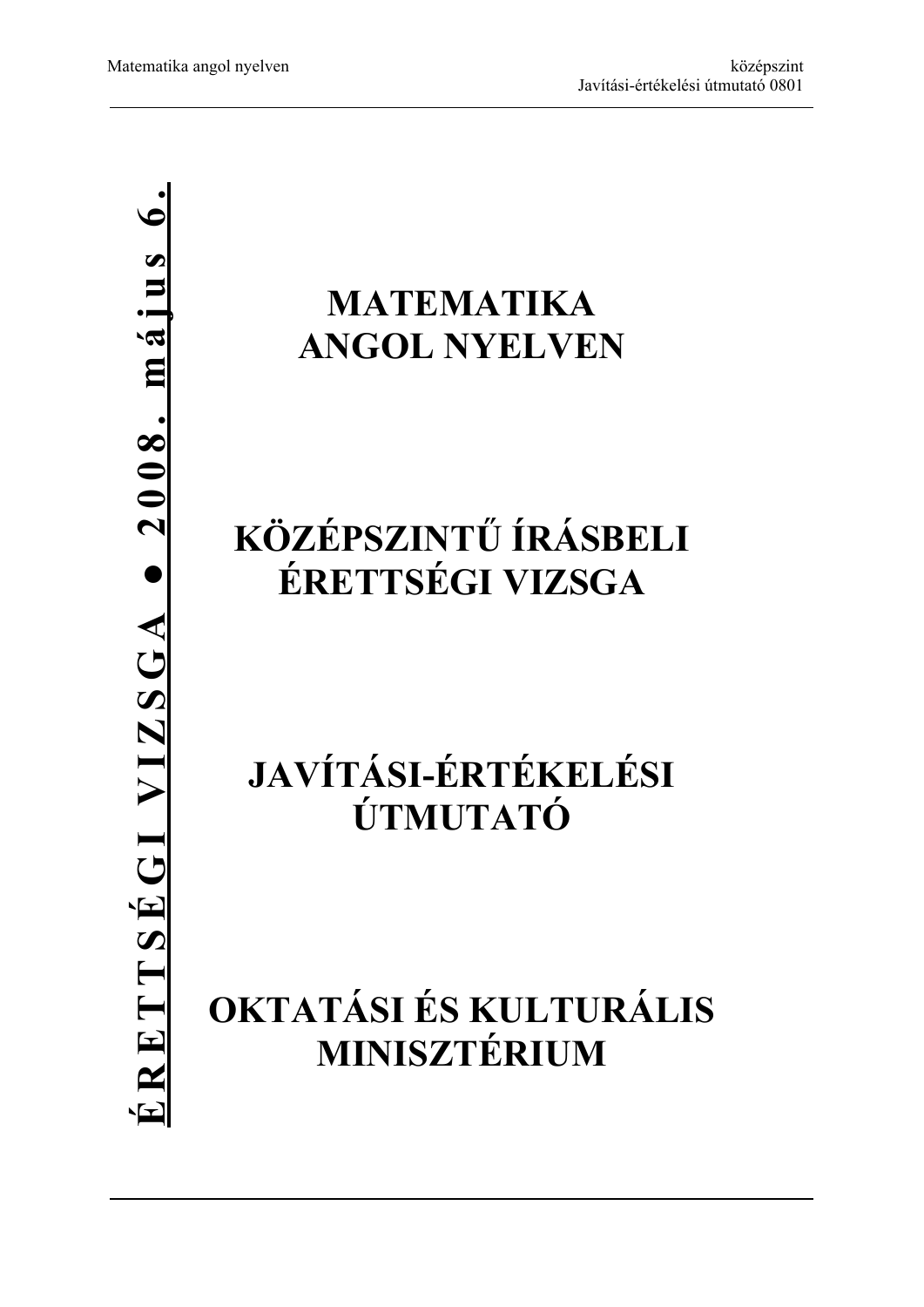**ÉRETTSÉGI VIZSGA • 2008. május 6.**

# MATEMATIKA ANGOL NYELVEN

# KÖZÉPSZINTŰ ÍRÁSBELI ÉRETTSÉGI VIZSGA

# JAVÍTÁSI-ÉRTÉKELÉSI ÚTMUTATÓ

# OKTATÁSI ÉS KULTURÁLIS MINISZTÉRIUM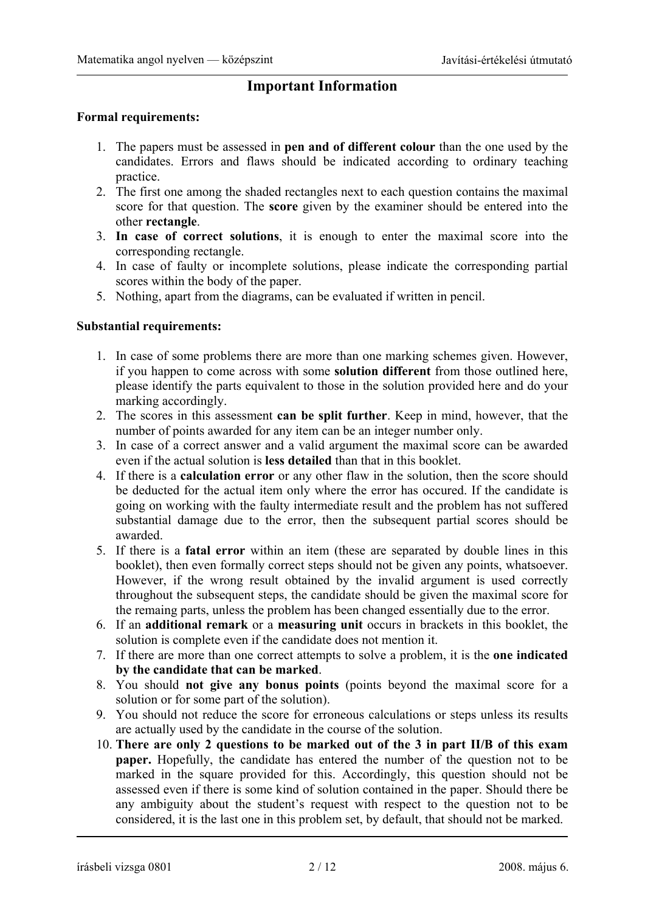# Important Information

**Formal requirements:**

1. The papers must be assessed in **pen and of different colour** than the one used by the candidates. Errors and flaws should be indicated according to ordinary teaching practice.
2. The first one among the shaded rectangles next to each question contains the maximal score for that question. The **score** given by the examiner should be entered into the other **rectangle**.
3. **In case of correct solutions**, it is enough to enter the maximal score into the corresponding rectangle.
4. In case of faulty or incomplete solutions, please indicate the corresponding partial scores within the body of the paper.
5. Nothing, apart from the diagrams, can be evaluated if written in pencil.

**Substantial requirements:**

1. In case of some problems there are more than one marking schemes given. However, if you happen to come across with some **solution different** from those outlined here, please identify the parts equivalent to those in the solution provided here and do your marking accordingly.
2. The scores in this assessment **can be split further**. Keep in mind, however, that the number of points awarded for any item can be an integer number only.
3. In case of a correct answer and a valid argument the maximal score can be awarded even if the actual solution is **less detailed** than that in this booklet.
4. If there is a **calculation error** or any other flaw in the solution, then the score should be deducted for the actual item only where the error has occured. If the candidate is going on working with the faulty intermediate result and the problem has not suffered substantial damage due to the error, then the subsequent partial scores should be awarded.
5. If there is a **fatal error** within an item (these are separated by double lines in this booklet), then even formally correct steps should not be given any points, whatsoever. However, if the wrong result obtained by the invalid argument is used correctly throughout the subsequent steps, the candidate should be given the maximal score for the remaing parts, unless the problem has been changed essentially due to the error.
6. If an **additional remark** or a **measuring unit** occurs in brackets in this booklet, the solution is complete even if the candidate does not mention it.
7. If there are more than one correct attempts to solve a problem, it is the **one indicated by the candidate that can be marked**.
8. You should **not give any bonus points** (points beyond the maximal score for a solution or for some part of the solution).
9. You should not reduce the score for erroneous calculations or steps unless its results are actually used by the candidate in the course of the solution.
10. **There are only 2 questions to be marked out of the 3 in part II/B of this exam paper.** Hopefully, the candidate has entered the number of the question not to be marked in the square provided for this. Accordingly, this question should not be assessed even if there is some kind of solution contained in the paper. Should there be any ambiguity about the student's request with respect to the question not to be considered, it is the last one in this problem set, by default, that should not be marked.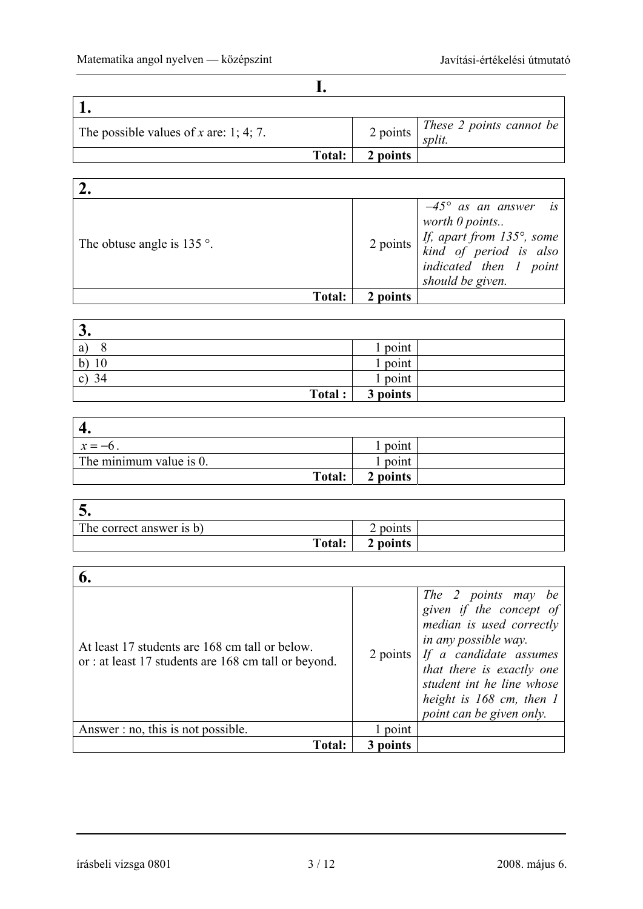# I.

| 1. | | |
|---|---|---|
| The possible values of $x$ are: 1; 4; 7. | 2 points | *These 2 points cannot be split.* |
| **Total:** | **2 points** | |

| 2. | | |
|---|---|---|
| The obtuse angle is 135 °. | 2 points | *–45° as an answer is worth 0 points..* *If, apart from 135°, some kind of period is also indicated then 1 point should be given.* |
| **Total:** | **2 points** | |

| 3. | | |
|---|---|---|
| a) 8 | 1 point | |
| b) 10 | 1 point | |
| c) 34 | 1 point | |
| **Total :** | **3 points** | |

| 4. | | |
|---|---|---|
| $x = -6$. | 1 point | |
| The minimum value is 0. | 1 point | |
| **Total:** | **2 points** | |

| 5. | | |
|---|---|---|
| The correct answer is b) | 2 points | |
| **Total:** | **2 points** | |

| 6. | | |
|---|---|---|
| At least 17 students are 168 cm tall or below. or : at least 17 students are 168 cm tall or beyond. | 2 points | *The 2 points may be given if the concept of median is used correctly in any possible way.* *If a candidate assumes that there is exactly one student int he line whose height is 168 cm, then 1 point can be given only.* |
| Answer : no, this is not possible. | 1 point | |
| **Total:** | **3 points** | |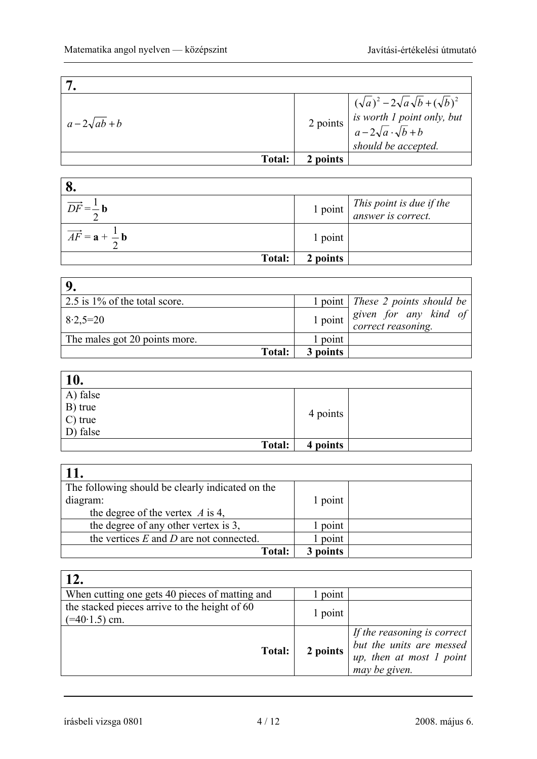| 7. | | |
|---|---|---|
| $a-2\sqrt{ab}+b$ | 2 points | *$(\sqrt{a})^2-2\sqrt{a}\sqrt{b}+(\sqrt{b})^2$ is worth 1 point only, but $a-2\sqrt{a}\cdot\sqrt{b}+b$ should be accepted.* |
| **Total:** | **2 points** | |

| 8. | | |
|---|---|---|
| $\overrightarrow{DF}=\frac{1}{2}\mathbf{b}$ | 1 point | *This point is due if the answer is correct.* |
| $\overrightarrow{AF}=\mathbf{a}+\frac{1}{2}\mathbf{b}$ | 1 point | |
| **Total:** | **2 points** | |

| 9. | | |
|---|---|---|
| 2.5 is 1% of the total score. | 1 point | *These 2 points should be given for any kind of correct reasoning.* |
| $8\cdot 2{,}5=20$ | 1 point | |
| The males got 20 points more. | 1 point | |
| **Total:** | **3 points** | |

| 10. | | |
|---|---|---|
| A) false<br>B) true<br>C) true<br>D) false | 4 points | |
| **Total:** | **4 points** | |

| 11. | | |
|---|---|---|
| The following should be clearly indicated on the diagram:<br>the degree of the vertex $A$ is 4, | 1 point | |
| the degree of any other vertex is 3, | 1 point | |
| the vertices $E$ and $D$ are not connected. | 1 point | |
| **Total:** | **3 points** | |

| 12. | | |
|---|---|---|
| When cutting one gets 40 pieces of matting and | 1 point | |
| the stacked pieces arrive to the height of 60 ($=40\cdot 1.5$) cm. | 1 point | |
| **Total:** | **2 points** | *If the reasoning is correct but the units are messed up, then at most 1 point may be given.* |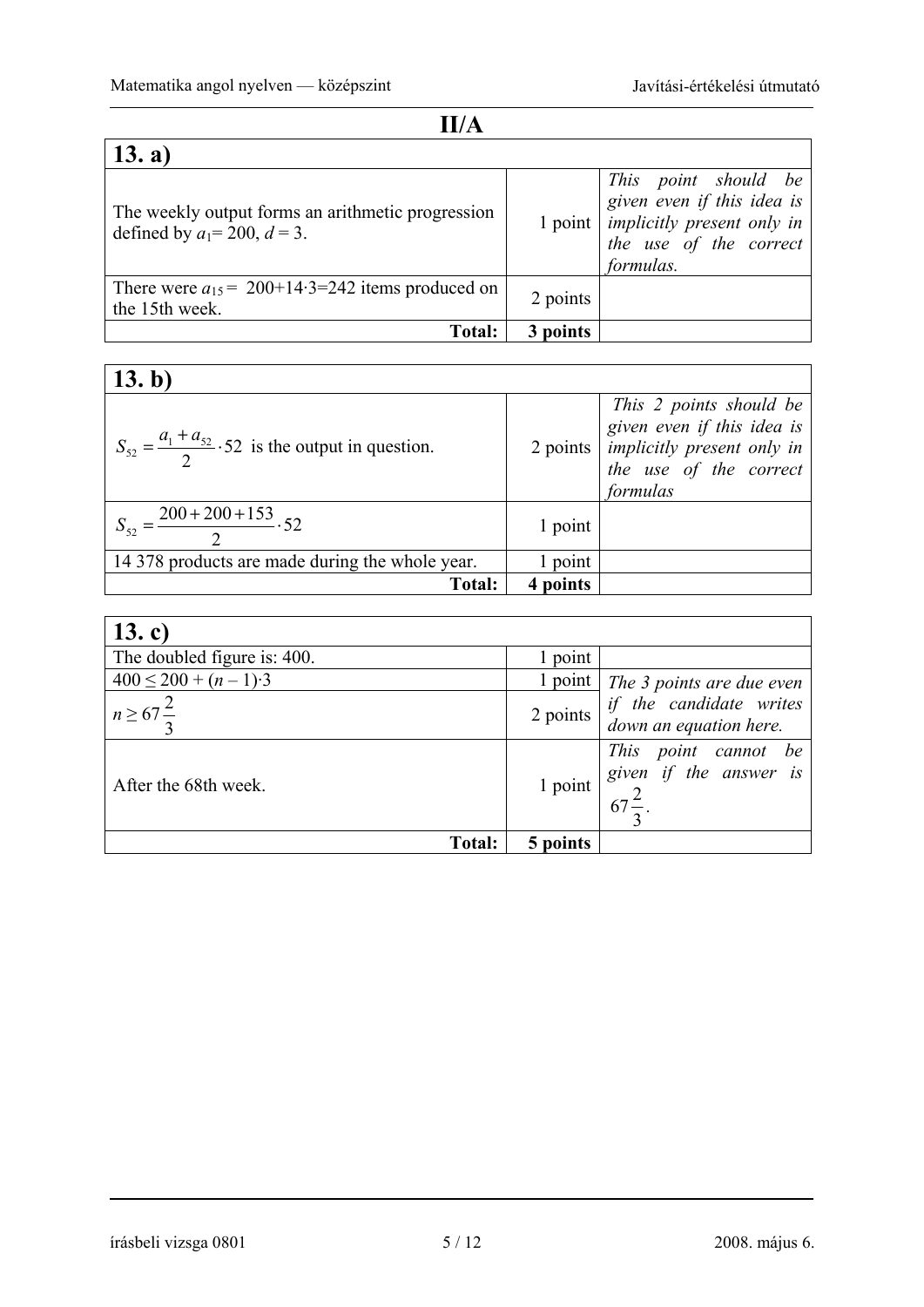## II/A

| 13. a) | | |
|---|---|---|
| The weekly output forms an arithmetic progression defined by $a_1 = 200$, $d = 3$. | 1 point | *This point should be given even if this idea is implicitly present only in the use of the correct formulas.* |
| There were $a_{15} = 200+14\cdot3=242$ items produced on the 15th week. | 2 points | |
| **Total:** | **3 points** | |

| 13. b) | | |
|---|---|---|
| $S_{52} = \dfrac{a_1 + a_{52}}{2} \cdot 52$ is the output in question. | 2 points | *This 2 points should be given even if this idea is implicitly present only in the use of the correct formulas* |
| $S_{52} = \dfrac{200+200+153}{2} \cdot 52$ | 1 point | |
| 14 378 products are made during the whole year. | 1 point | |
| **Total:** | **4 points** | |

| 13. c) | | |
|---|---|---|
| The doubled figure is: 400. | 1 point | |
| $400 \leq 200 + (n-1)\cdot 3$ | 1 point | *The 3 points are due even if the candidate writes down an equation here.* |
| $n \geq 67\dfrac{2}{3}$ | 2 points | |
| After the 68th week. | 1 point | *This point cannot be given if the answer is* $67\dfrac{2}{3}$. |
| **Total:** | **5 points** | |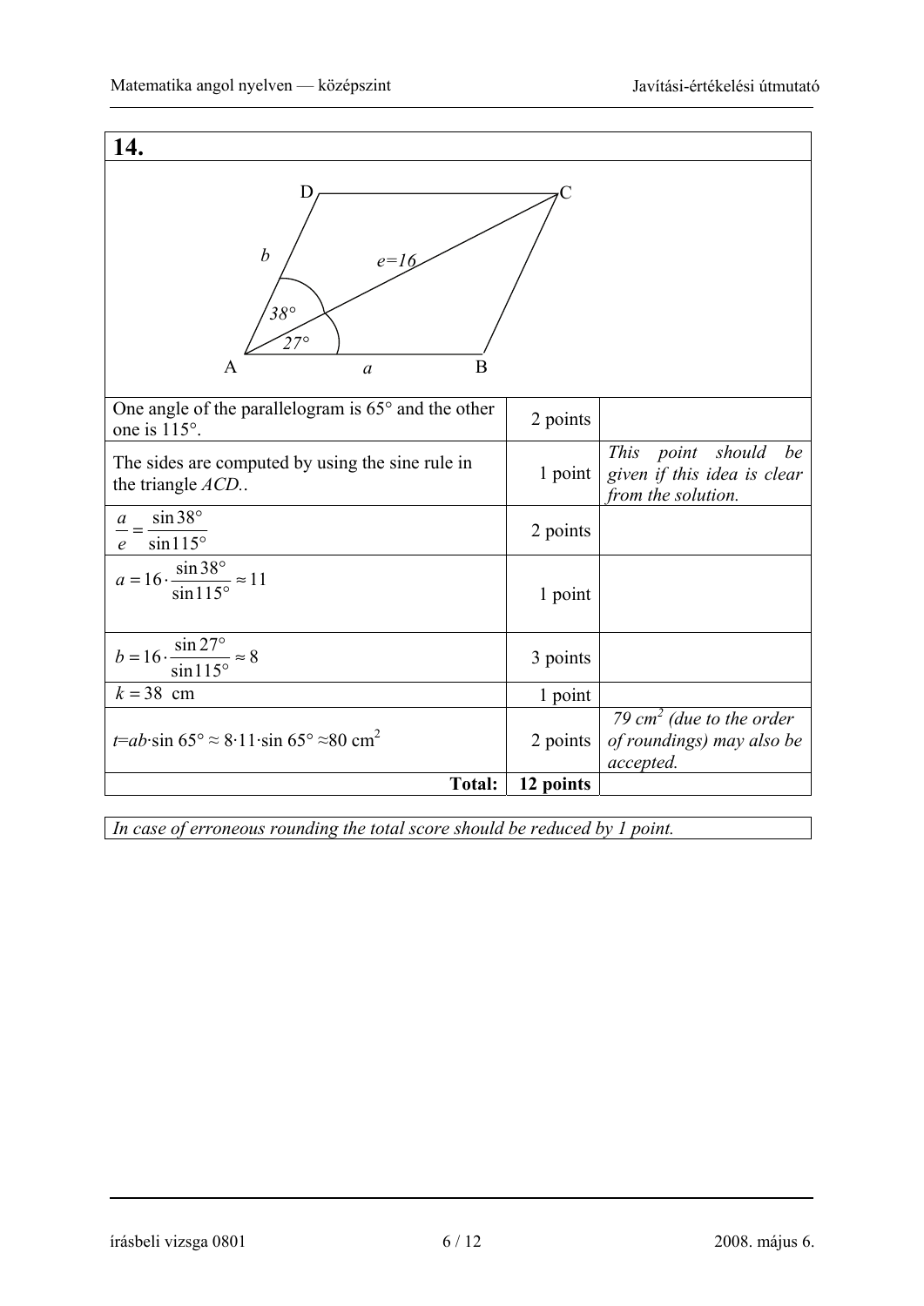## 14.

| | | |
|---|---|---|
| One angle of the parallelogram is 65° and the other one is 115°. | 2 points | |
| The sides are computed by using the sine rule in the triangle *ACD*.. | 1 point | *This point should be given if this idea is clear from the solution.* |
| $\frac{a}{e} = \frac{\sin 38°}{\sin 115°}$ | 2 points | |
| $a = 16 \cdot \frac{\sin 38°}{\sin 115°} \approx 11$ | 1 point | |
| $b = 16 \cdot \frac{\sin 27°}{\sin 115°} \approx 8$ | 3 points | |
| $k = 38$ cm | 1 point | |
| $t = ab \cdot \sin 65° \approx 8 \cdot 11 \cdot \sin 65° \approx 80$ cm$^2$ | 2 points | *79 cm$^2$ (due to the order of roundings) may also be accepted.* |
| **Total:** | **12 points** | |

*In case of erroneous rounding the total score should be reduced by 1 point.*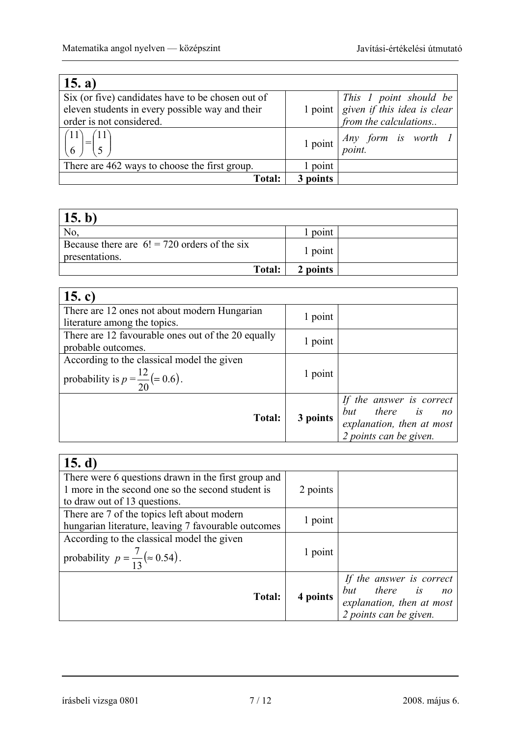| 15. a) | | |
|---|---|---|
| Six (or five) candidates have to be chosen out of eleven students in every possible way and their order is not considered. | 1 point | *This 1 point should be given if this idea is clear from the calculations..* |
| $\binom{11}{6}=\binom{11}{5}$ | 1 point | *Any form is worth 1 point.* |
| There are 462 ways to choose the first group. | 1 point | |
| **Total:** | **3 points** | |

| 15. b) | | |
|---|---|---|
| No, | 1 point | |
| Because there are $6! = 720$ orders of the six presentations. | 1 point | |
| **Total:** | **2 points** | |

| 15. c) | | |
|---|---|---|
| There are 12 ones not about modern Hungarian literature among the topics. | 1 point | |
| There are 12 favourable ones out of the 20 equally probable outcomes. | 1 point | |
| According to the classical model the given probability is $p=\frac{12}{20}(=0.6)$. | 1 point | |
| **Total:** | **3 points** | *If the answer is correct but there is no explanation, then at most 2 points can be given.* |

| 15. d) | | |
|---|---|---|
| There were 6 questions drawn in the first group and 1 more in the second one so the second student is to draw out of 13 questions. | 2 points | |
| There are 7 of the topics left about modern hungarian literature, leaving 7 favourable outcomes | 1 point | |
| According to the classical model the given probability $p=\frac{7}{13}(\approx 0.54)$. | 1 point | |
| **Total:** | **4 points** | *If the answer is correct but there is no explanation, then at most 2 points can be given.* |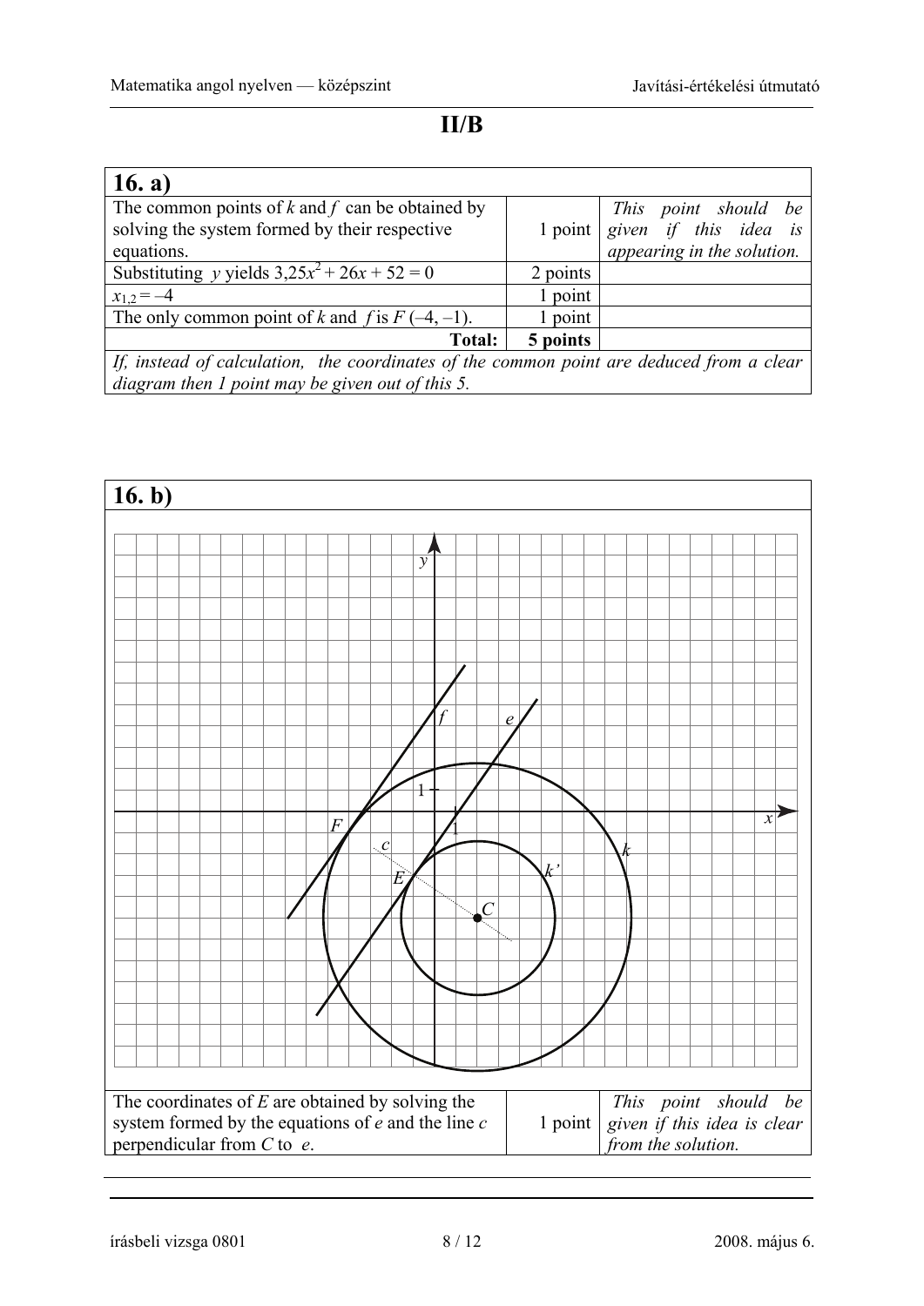# II/B

| 16. a) | | |
|---|---|---|
| The common points of $k$ and $f$ can be obtained by solving the system formed by their respective equations. | 1 point | *This point should be given if this idea is appearing in the solution.* |
| Substituting $y$ yields $3{,}25x^2 + 26x + 52 = 0$ | 2 points | |
| $x_{1,2} = -4$ | 1 point | |
| The only common point of $k$ and $f$ is $F\,(-4, -1)$. | 1 point | |
| **Total:** | **5 points** | |
| *If, instead of calculation, the coordinates of the common point are deduced from a clear diagram then 1 point may be given out of this 5.* | | |

| 16. b) | | |
|---|---|---|
| The coordinates of $E$ are obtained by solving the system formed by the equations of $e$ and the line $c$ perpendicular from $C$ to $e$. | 1 point | *This point should be given if this idea is clear from the solution.* |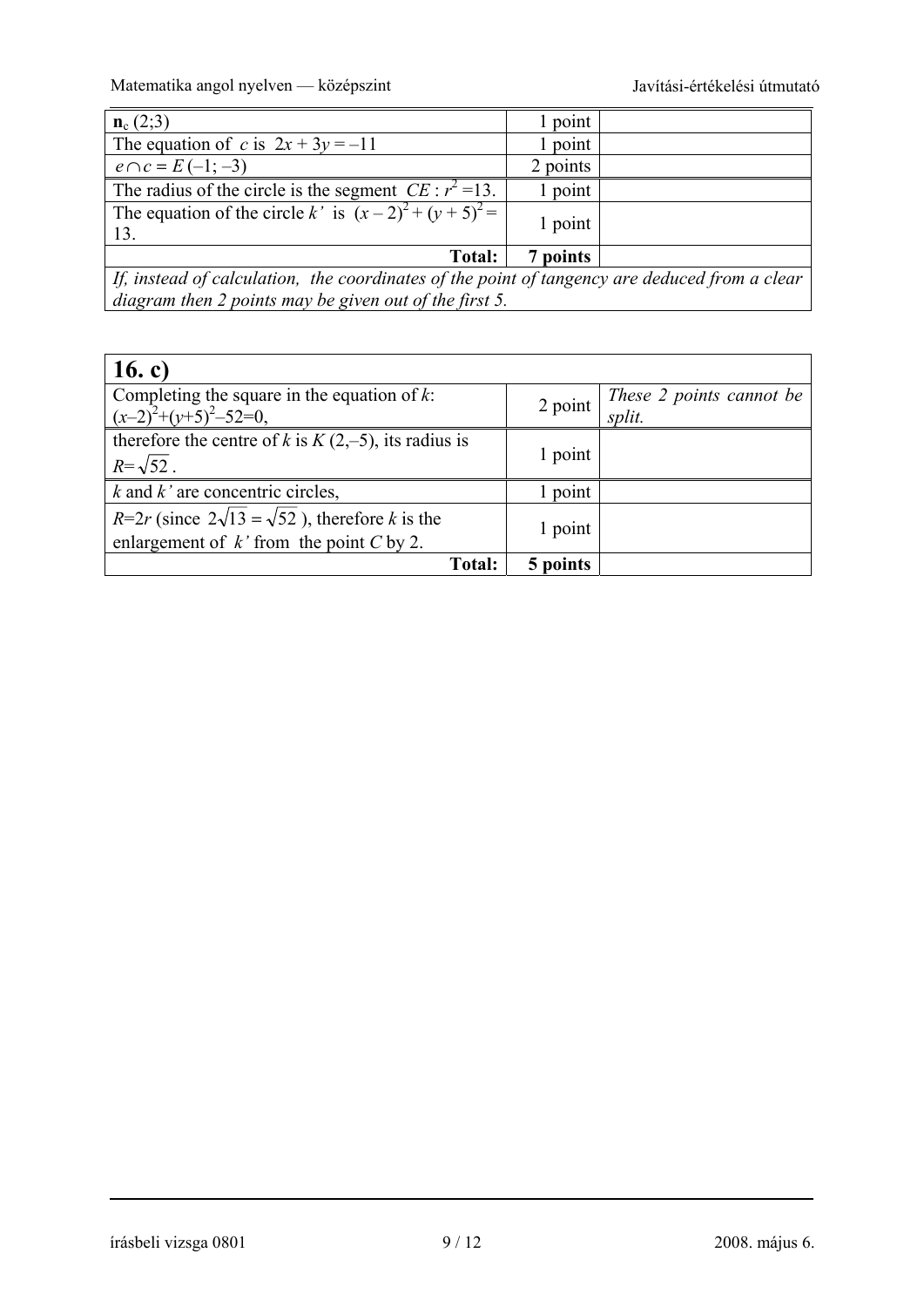| | | |
|---|---|---|
| $\mathbf{n}_c$ (2;3) | 1 point | |
| The equation of $c$ is $2x + 3y = -11$ | 1 point | |
| $e \cap c = E\,(-1; -3)$ | 2 points | |
| The radius of the circle is the segment $CE$ : $r^2 = 13$. | 1 point | |
| The equation of the circle $k'$ is $(x-2)^2 + (y+5)^2 = 13$. | 1 point | |
| **Total:** | **7 points** | |
| *If, instead of calculation, the coordinates of the point of tangency are deduced from a clear diagram then 2 points may be given out of the first 5.* | | |

| **16. c)** | | |
|---|---|---|
| Completing the square in the equation of $k$: $(x-2)^2+(y+5)^2-52=0$, | 2 point | *These 2 points cannot be split.* |
| therefore the centre of $k$ is $K$ (2,–5), its radius is $R=\sqrt{52}$ . | 1 point | |
| $k$ and $k'$ are concentric circles, | 1 point | |
| $R=2r$ (since $2\sqrt{13}=\sqrt{52}$ ), therefore $k$ is the enlargement of $k'$ from the point $C$ by 2. | 1 point | |
| **Total:** | **5 points** | |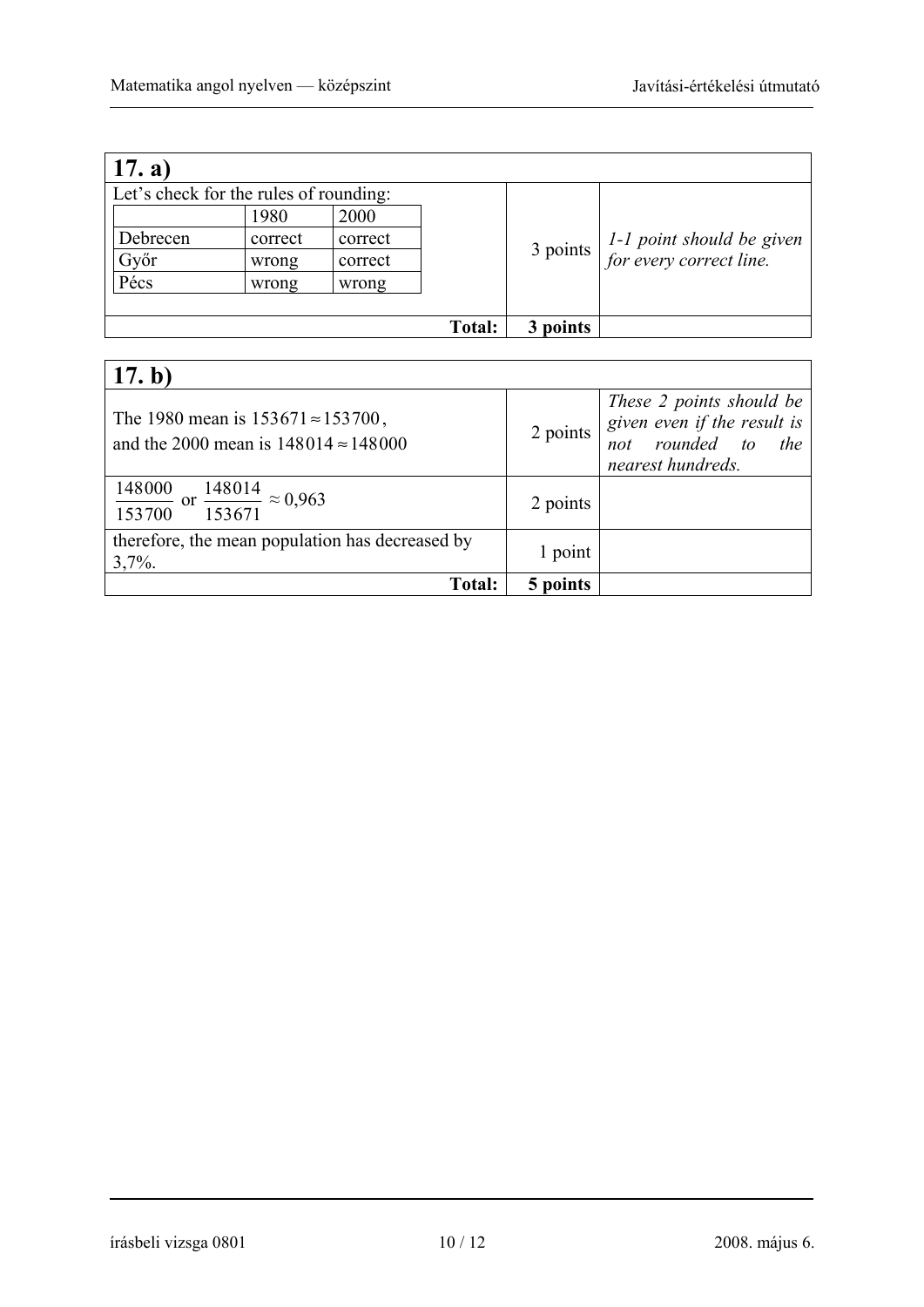## 17. a)

Let's check for the rules of rounding:

| | 1980 | 2000 |
|---|---|---|
| Debrecen | correct | correct |
| Győr | wrong | correct |
| Pécs | wrong | wrong |

| | Points | Notes |
|---|---|---|
| (table above) | 3 points | *1-1 point should be given for every correct line.* |
| **Total:** | **3 points** | |

## 17. b)

| | Points | Notes |
|---|---|---|
| The 1980 mean is $153671 \approx 153700$, and the 2000 mean is $148014 \approx 148000$ | 2 points | *These 2 points should be given even if the result is not rounded to the nearest hundreds.* |
| $\frac{148000}{153700}$ or $\frac{148014}{153671} \approx 0{,}963$ | 2 points | |
| therefore, the mean population has decreased by 3,7%. | 1 point | |
| **Total:** | **5 points** | |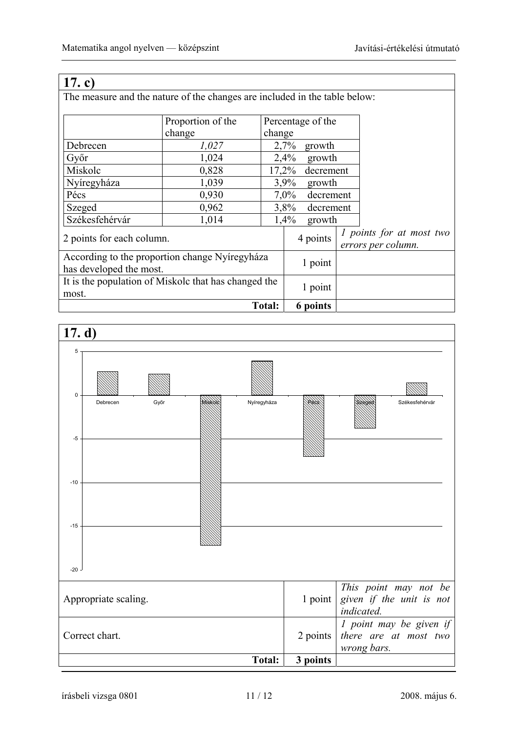## 17. c)

The measure and the nature of the changes are included in the table below:

| | Proportion of the change | Percentage of the change |
|---|---|---|
| Debrecen | *1,027* | 2,7% growth |
| Győr | 1,024 | 2,4% growth |
| Miskolc | 0,828 | 17,2% decrement |
| Nyíregyháza | 1,039 | 3,9% growth |
| Pécs | 0,930 | 7,0% decrement |
| Szeged | 0,962 | 3,8% decrement |
| Székesfehérvár | 1,014 | 1,4% growth |

| | | |
|---|---|---|
| 2 points for each column. | 4 points | *1 points for at most two errors per column.* |
| According to the proportion change Nyíregyháza has developed the most. | 1 point | |
| It is the population of Miskolc that has changed the most. | 1 point | |
| **Total:** | **6 points** | |

## 17. d)

| | Debrecen | Győr | Miskolc | Nyíregyháza | Pécs | Szeged | Székesfehérvár |
|---|---|---|---|---|---|---|---|
| Percentage of the change | 2,7 | 2,4 | -17,2 | 3,9 | -7,0 | -3,8 | 1,4 |

(Bar chart; vertical axis from -20 to 5, gridlines at 5, 0, -5, -10, -15, -20.)

| | | |
|---|---|---|
| Appropriate scaling. | 1 point | *This point may not be given if the unit is not indicated.* |
| Correct chart. | 2 points | *1 point may be given if there are at most two wrong bars.* |
| **Total:** | **3 points** | |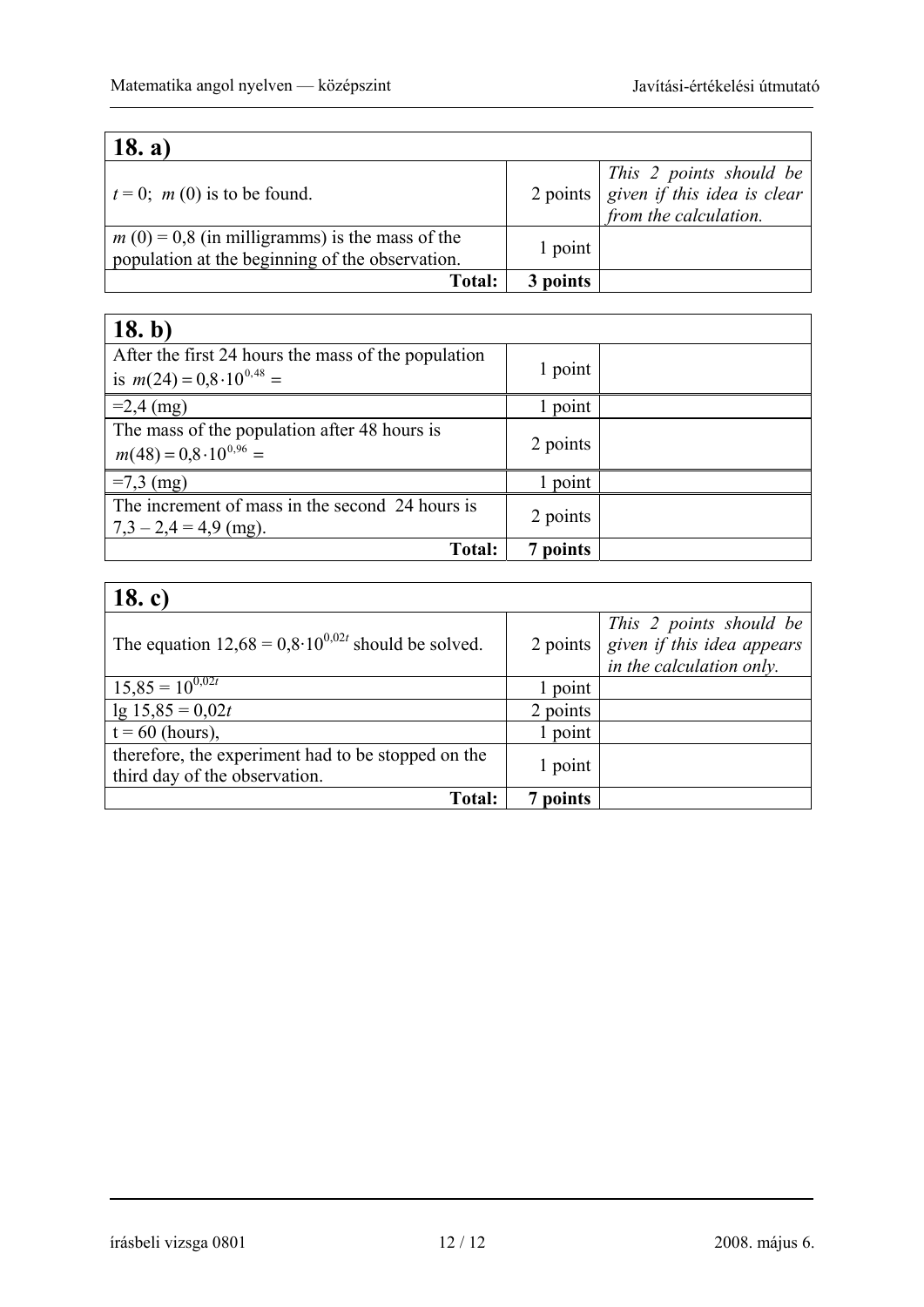| 18. a) | | |
|---|---|---|
| $t = 0$; $m(0)$ is to be found. | 2 points | *This 2 points should be given if this idea is clear from the calculation.* |
| $m(0) = 0{,}8$ (in milligramms) is the mass of the population at the beginning of the observation. | 1 point | |
| **Total:** | **3 points** | |

| 18. b) | | |
|---|---|---|
| After the first 24 hours the mass of the population is $m(24) = 0{,}8 \cdot 10^{0{,}48} =$ | 1 point | |
| $=2{,}4$ (mg) | 1 point | |
| The mass of the population after 48 hours is $m(48) = 0{,}8 \cdot 10^{0{,}96} =$ | 2 points | |
| $=7{,}3$ (mg) | 1 point | |
| The increment of mass in the second 24 hours is $7{,}3 - 2{,}4 = 4{,}9$ (mg). | 2 points | |
| **Total:** | **7 points** | |

| 18. c) | | |
|---|---|---|
| The equation $12{,}68 = 0{,}8 \cdot 10^{0{,}02t}$ should be solved. | 2 points | *This 2 points should be given if this idea appears in the calculation only.* |
| $15{,}85 = 10^{0{,}02t}$ | 1 point | |
| $\lg 15{,}85 = 0{,}02t$ | 2 points | |
| $t = 60$ (hours), | 1 point | |
| therefore, the experiment had to be stopped on the third day of the observation. | 1 point | |
| **Total:** | **7 points** | |